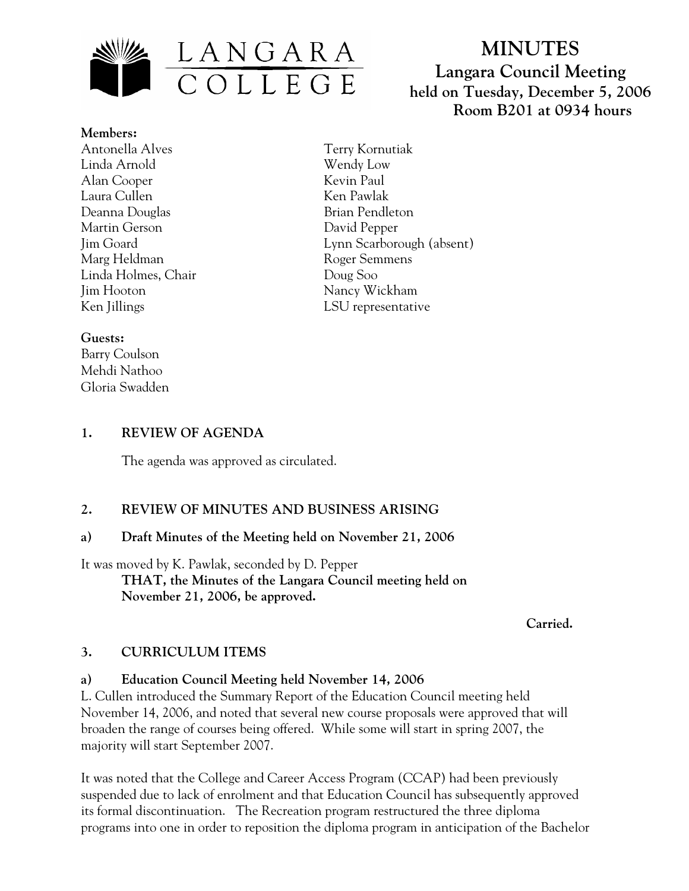LANGARA COLLEGE

# MINUTES

## Langara Council Meeting

### held on Tuesday, December 5, 2006
### Room B201 at 0934 hours

**Members:**

Antonella Alves
Linda Arnold
Alan Cooper
Laura Cullen
Deanna Douglas
Martin Gerson
Jim Goard
Marg Heldman
Linda Holmes, Chair
Jim Hooton
Ken Jillings
Terry Kornutiak
Wendy Low
Kevin Paul
Ken Pawlak
Brian Pendleton
David Pepper
Lynn Scarborough (absent)
Roger Semmens
Doug Soo
Nancy Wickham
LSU representative

**Guests:**

Barry Coulson
Mehdi Nathoo
Gloria Swadden

## 1. REVIEW OF AGENDA

The agenda was approved as circulated.

## 2. REVIEW OF MINUTES AND BUSINESS ARISING

### a) Draft Minutes of the Meeting held on November 21, 2006

It was moved by K. Pawlak, seconded by D. Pepper

**THAT, the Minutes of the Langara Council meeting held on November 21, 2006, be approved.**

**Carried.**

## 3. CURRICULUM ITEMS

### a) Education Council Meeting held November 14, 2006

L. Cullen introduced the Summary Report of the Education Council meeting held November 14, 2006, and noted that several new course proposals were approved that will broaden the range of courses being offered. While some will start in spring 2007, the majority will start September 2007.

It was noted that the College and Career Access Program (CCAP) had been previously suspended due to lack of enrolment and that Education Council has subsequently approved its formal discontinuation. The Recreation program restructured the three diploma programs into one in order to reposition the diploma program in anticipation of the Bachelor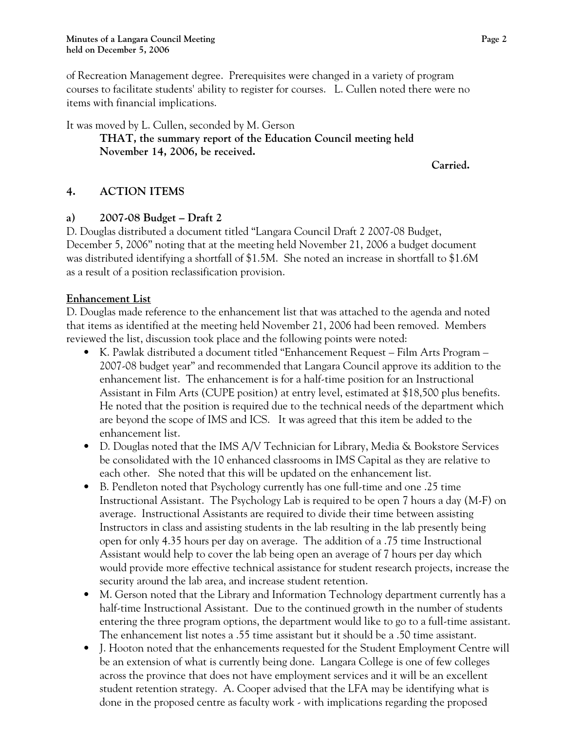of Recreation Management degree. Prerequisites were changed in a variety of program courses to facilitate students' ability to register for courses. L. Cullen noted there were no items with financial implications.

It was moved by L. Cullen, seconded by M. Gerson

> **THAT, the summary report of the Education Council meeting held November 14, 2006, be received.**
>
> **Carried.**

## 4. ACTION ITEMS

### a) 2007-08 Budget – Draft 2

D. Douglas distributed a document titled "Langara Council Draft 2 2007-08 Budget, December 5, 2006" noting that at the meeting held November 21, 2006 a budget document was distributed identifying a shortfall of $1.5M. She noted an increase in shortfall to $1.6M as a result of a position reclassification provision.

<u>Enhancement List</u>

D. Douglas made reference to the enhancement list that was attached to the agenda and noted that items as identified at the meeting held November 21, 2006 had been removed. Members reviewed the list, discussion took place and the following points were noted:

- K. Pawlak distributed a document titled "Enhancement Request – Film Arts Program – 2007-08 budget year" and recommended that Langara Council approve its addition to the enhancement list. The enhancement is for a half-time position for an Instructional Assistant in Film Arts (CUPE position) at entry level, estimated at $18,500 plus benefits. He noted that the position is required due to the technical needs of the department which are beyond the scope of IMS and ICS. It was agreed that this item be added to the enhancement list.
- D. Douglas noted that the IMS A/V Technician for Library, Media & Bookstore Services be consolidated with the 10 enhanced classrooms in IMS Capital as they are relative to each other. She noted that this will be updated on the enhancement list.
- B. Pendleton noted that Psychology currently has one full-time and one .25 time Instructional Assistant. The Psychology Lab is required to be open 7 hours a day (M-F) on average. Instructional Assistants are required to divide their time between assisting Instructors in class and assisting students in the lab resulting in the lab presently being open for only 4.35 hours per day on average. The addition of a .75 time Instructional Assistant would help to cover the lab being open an average of 7 hours per day which would provide more effective technical assistance for student research projects, increase the security around the lab area, and increase student retention.
- M. Gerson noted that the Library and Information Technology department currently has a half-time Instructional Assistant. Due to the continued growth in the number of students entering the three program options, the department would like to go to a full-time assistant. The enhancement list notes a .55 time assistant but it should be a .50 time assistant.
- J. Hooton noted that the enhancements requested for the Student Employment Centre will be an extension of what is currently being done. Langara College is one of few colleges across the province that does not have employment services and it will be an excellent student retention strategy. A. Cooper advised that the LFA may be identifying what is done in the proposed centre as faculty work - with implications regarding the proposed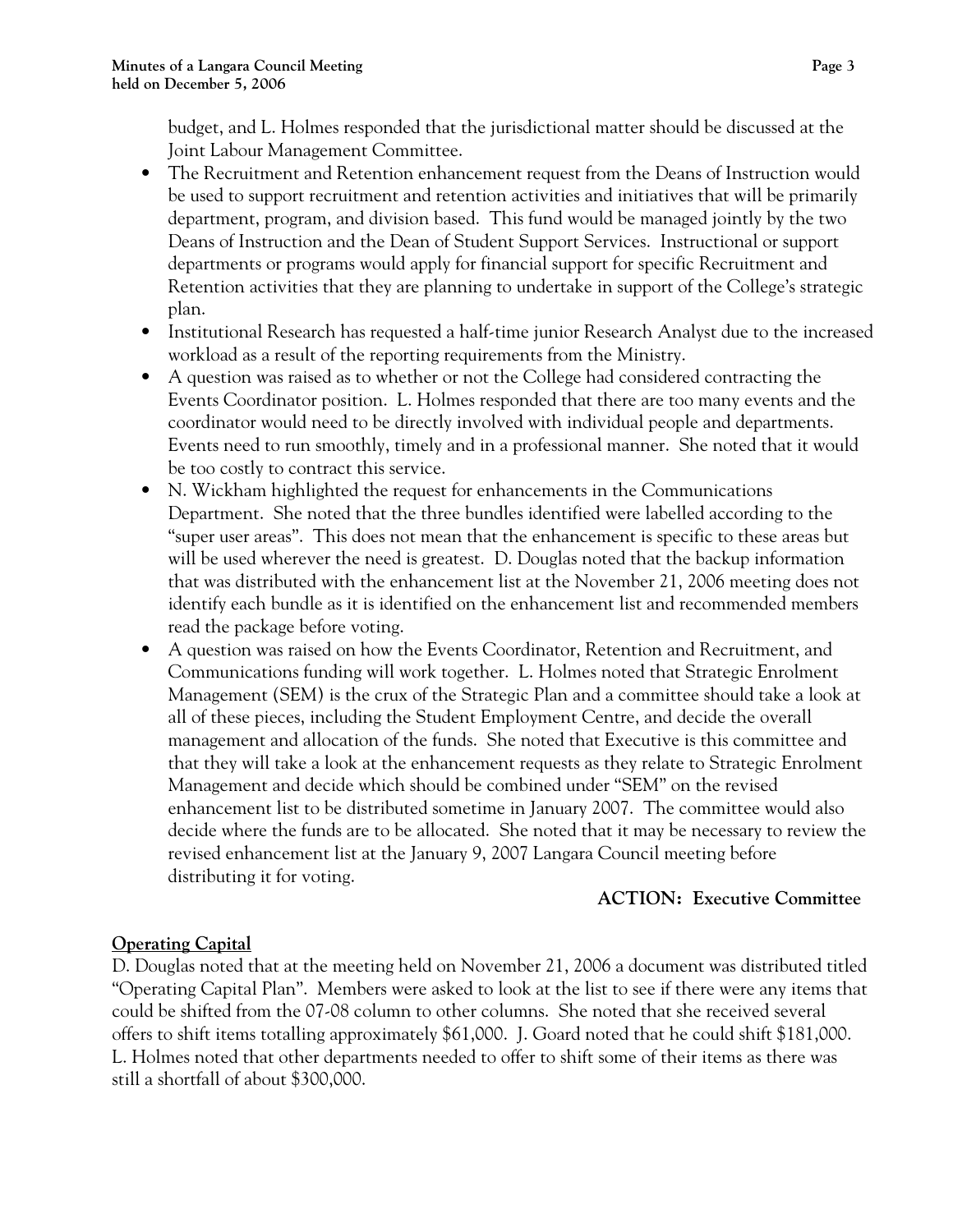budget, and L. Holmes responded that the jurisdictional matter should be discussed at the Joint Labour Management Committee.

- The Recruitment and Retention enhancement request from the Deans of Instruction would be used to support recruitment and retention activities and initiatives that will be primarily department, program, and division based. This fund would be managed jointly by the two Deans of Instruction and the Dean of Student Support Services. Instructional or support departments or programs would apply for financial support for specific Recruitment and Retention activities that they are planning to undertake in support of the College's strategic plan.
- Institutional Research has requested a half-time junior Research Analyst due to the increased workload as a result of the reporting requirements from the Ministry.
- A question was raised as to whether or not the College had considered contracting the Events Coordinator position. L. Holmes responded that there are too many events and the coordinator would need to be directly involved with individual people and departments. Events need to run smoothly, timely and in a professional manner. She noted that it would be too costly to contract this service.
- N. Wickham highlighted the request for enhancements in the Communications Department. She noted that the three bundles identified were labelled according to the "super user areas". This does not mean that the enhancement is specific to these areas but will be used wherever the need is greatest. D. Douglas noted that the backup information that was distributed with the enhancement list at the November 21, 2006 meeting does not identify each bundle as it is identified on the enhancement list and recommended members read the package before voting.
- A question was raised on how the Events Coordinator, Retention and Recruitment, and Communications funding will work together. L. Holmes noted that Strategic Enrolment Management (SEM) is the crux of the Strategic Plan and a committee should take a look at all of these pieces, including the Student Employment Centre, and decide the overall management and allocation of the funds. She noted that Executive is this committee and that they will take a look at the enhancement requests as they relate to Strategic Enrolment Management and decide which should be combined under "SEM" on the revised enhancement list to be distributed sometime in January 2007. The committee would also decide where the funds are to be allocated. She noted that it may be necessary to review the revised enhancement list at the January 9, 2007 Langara Council meeting before distributing it for voting.

**ACTION: Executive Committee**

**Operating Capital**

D. Douglas noted that at the meeting held on November 21, 2006 a document was distributed titled "Operating Capital Plan". Members were asked to look at the list to see if there were any items that could be shifted from the 07-08 column to other columns. She noted that she received several offers to shift items totalling approximately $61,000. J. Goard noted that he could shift $181,000. L. Holmes noted that other departments needed to offer to shift some of their items as there was still a shortfall of about $300,000.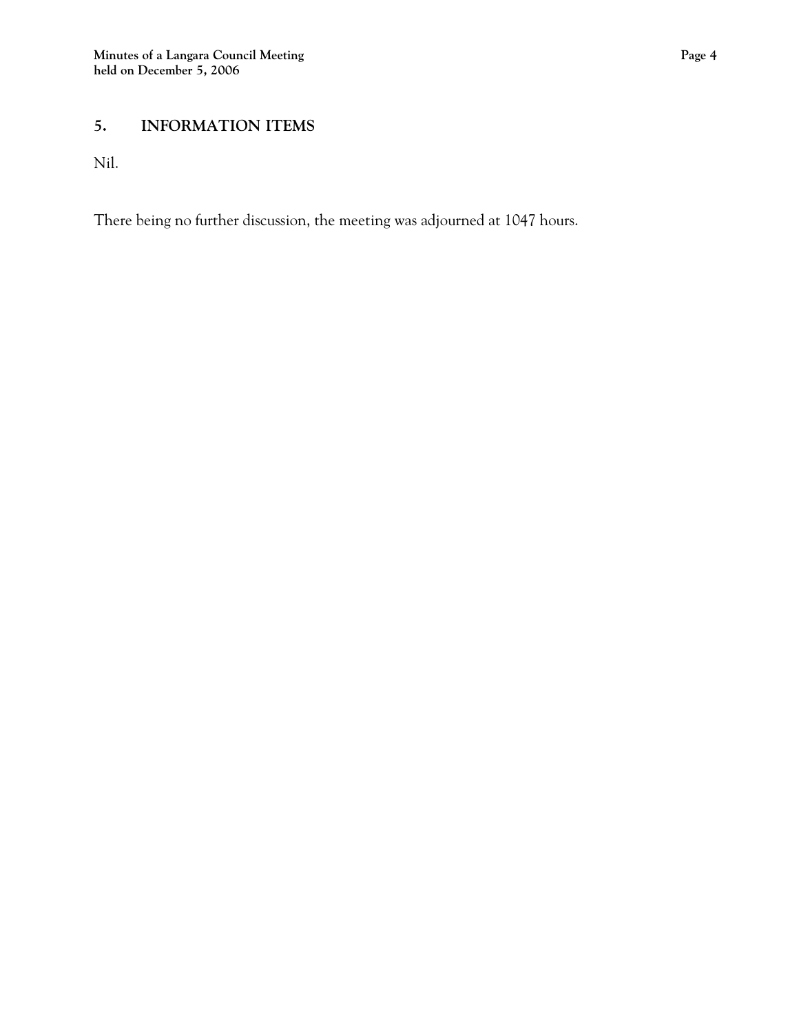## 5. INFORMATION ITEMS

Nil.

There being no further discussion, the meeting was adjourned at 1047 hours.